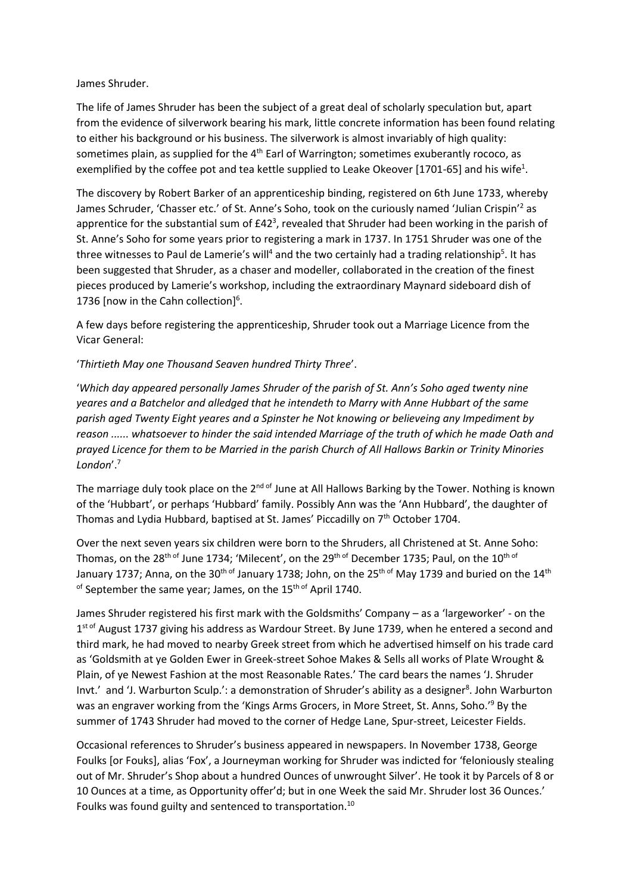James Shruder.

The life of James Shruder has been the subject of a great deal of scholarly speculation but, apart from the evidence of silverwork bearing his mark, little concrete information has been found relating to either his background or his business. The silverwork is almost invariably of high quality: sometimes plain, as supplied for the 4th Earl of Warrington; sometimes exuberantly rococo, as exemplified by the coffee pot and tea kettle supplied to Leake Okeover [1701-65] and his wife[1].

The discovery by Robert Barker of an apprenticeship binding, registered on 6th June 1733, whereby James Schruder, 'Chasser etc.' of St. Anne's Soho, took on the curiously named 'Julian Crispin'[2] as apprentice for the substantial sum of £42[3], revealed that Shruder had been working in the parish of St. Anne's Soho for some years prior to registering a mark in 1737. In 1751 Shruder was one of the three witnesses to Paul de Lamerie's will[4] and the two certainly had a trading relationship[5]. It has been suggested that Shruder, as a chaser and modeller, collaborated in the creation of the finest pieces produced by Lamerie's workshop, including the extraordinary Maynard sideboard dish of 1736 [now in the Cahn collection][6].

A few days before registering the apprenticeship, Shruder took out a Marriage Licence from the Vicar General:

'*Thirtieth May one Thousand Seaven hundred Thirty Three*'.

'*Which day appeared personally James Shruder of the parish of St. Ann's Soho aged twenty nine yeares and a Batchelor and alledged that he intendeth to Marry with Anne Hubbart of the same parish aged Twenty Eight yeares and a Spinster he Not knowing or believeing any Impediment by reason ...... whatsoever to hinder the said intended Marriage of the truth of which he made Oath and prayed Licence for them to be Married in the parish Church of All Hallows Barkin or Trinity Minories London*'.[7]

The marriage duly took place on the 2nd of June at All Hallows Barking by the Tower. Nothing is known of the 'Hubbart', or perhaps 'Hubbard' family. Possibly Ann was the 'Ann Hubbard', the daughter of Thomas and Lydia Hubbard, baptised at St. James' Piccadilly on 7th October 1704.

Over the next seven years six children were born to the Shruders, all Christened at St. Anne Soho: Thomas, on the 28th of June 1734; 'Milecent', on the 29th of December 1735; Paul, on the 10th of January 1737; Anna, on the 30th of January 1738; John, on the 25th of May 1739 and buried on the 14th of September the same year; James, on the 15th of April 1740.

James Shruder registered his first mark with the Goldsmiths' Company – as a 'largeworker' - on the 1st of August 1737 giving his address as Wardour Street. By June 1739, when he entered a second and third mark, he had moved to nearby Greek street from which he advertised himself on his trade card as 'Goldsmith at ye Golden Ewer in Greek-street Sohoe Makes & Sells all works of Plate Wrought & Plain, of ye Newest Fashion at the most Reasonable Rates.' The card bears the names 'J. Shruder Invt.' and 'J. Warburton Sculp.': a demonstration of Shruder's ability as a designer[8]. John Warburton was an engraver working from the 'Kings Arms Grocers, in More Street, St. Anns, Soho.'[9] By the summer of 1743 Shruder had moved to the corner of Hedge Lane, Spur-street, Leicester Fields.

Occasional references to Shruder's business appeared in newspapers. In November 1738, George Foulks [or Fouks], alias 'Fox', a Journeyman working for Shruder was indicted for 'feloniously stealing out of Mr. Shruder's Shop about a hundred Ounces of unwrought Silver'. He took it by Parcels of 8 or 10 Ounces at a time, as Opportunity offer'd; but in one Week the said Mr. Shruder lost 36 Ounces.' Foulks was found guilty and sentenced to transportation.[10]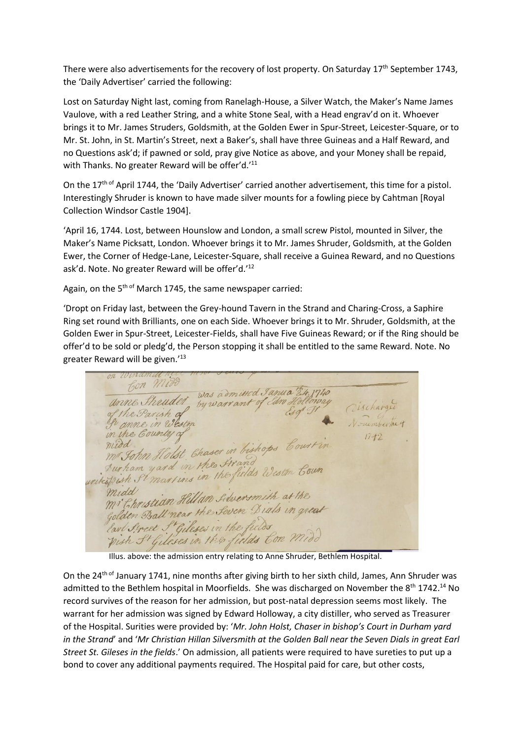There were also advertisements for the recovery of lost property. On Saturday 17th September 1743, the 'Daily Advertiser' carried the following:

Lost on Saturday Night last, coming from Ranelagh-House, a Silver Watch, the Maker's Name James Vaulove, with a red Leather String, and a white Stone Seal, with a Head engrav'd on it. Whoever brings it to Mr. James Struders, Goldsmith, at the Golden Ewer in Spur-Street, Leicester-Square, or to Mr. St. John, in St. Martin's Street, next a Baker's, shall have three Guineas and a Half Reward, and no Questions ask'd; if pawned or sold, pray give Notice as above, and your Money shall be repaid, with Thanks. No greater Reward will be offer'd.'[11]

On the 17th of April 1744, the 'Daily Advertiser' carried another advertisement, this time for a pistol. Interestingly Shruder is known to have made silver mounts for a fowling piece by Cahtman [Royal Collection Windsor Castle 1904].

'April 16, 1744. Lost, between Hounslow and London, a small screw Pistol, mounted in Silver, the Maker's Name Picksatt, London. Whoever brings it to Mr. James Shruder, Goldsmith, at the Golden Ewer, the Corner of Hedge-Lane, Leicester-Square, shall receive a Guinea Reward, and no Questions ask'd. Note. No greater Reward will be offer'd.'[12]

Again, on the 5th of March 1745, the same newspaper carried:

'Dropt on Friday last, between the Grey-hound Tavern in the Strand and Charing-Cross, a Saphire Ring set round with Brilliants, one on each Side. Whoever brings it to Mr. Shruder, Goldsmith, at the Golden Ewer in Spur-Street, Leicester-Fields, shall have Five Guineas Reward; or if the Ring should be offer'd to be sold or pledg'd, the Person stopping it shall be entitled to the same Reward. Note. No greater Reward will be given.'[13]

Illus. above: the admission entry relating to Anne Shruder, Bethlem Hospital.

On the 24th of January 1741, nine months after giving birth to her sixth child, James, Ann Shruder was admitted to the Bethlem hospital in Moorfields. She was discharged on November the 8th 1742.[14] No record survives of the reason for her admission, but post-natal depression seems most likely. The warrant for her admission was signed by Edward Holloway, a city distiller, who served as Treasurer of the Hospital. Surities were provided by: '*Mr. John Holst, Chaser in bishop's Court in Durham yard in the Strand*' and '*Mr Christian Hillan Silversmith at the Golden Ball near the Seven Dials in great Earl Street St. Gileses in the fields*.' On admission, all patients were required to have sureties to put up a bond to cover any additional payments required. The Hospital paid for care, but other costs,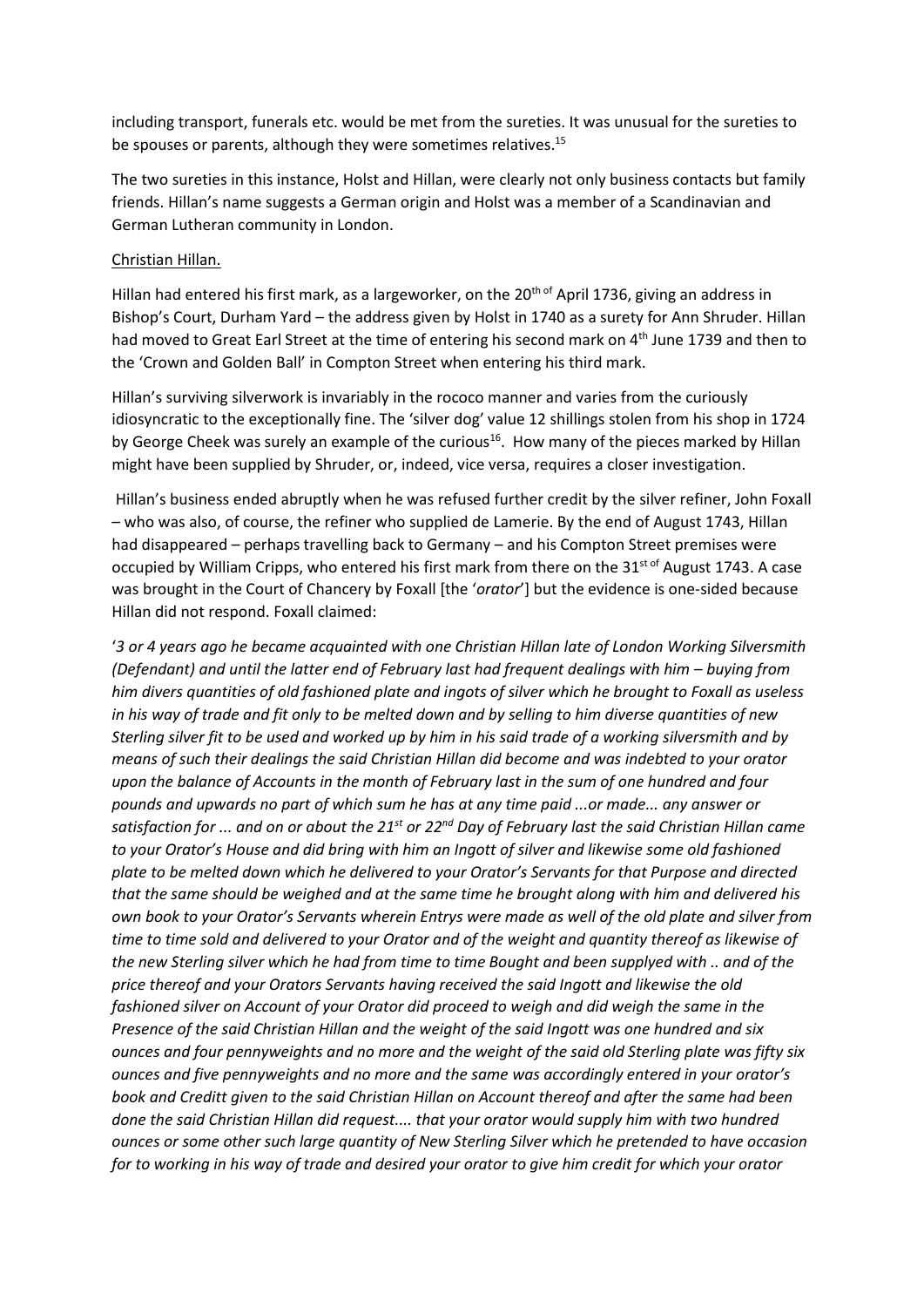including transport, funerals etc. would be met from the sureties. It was unusual for the sureties to be spouses or parents, although they were sometimes relatives.[15]

The two sureties in this instance, Holst and Hillan, were clearly not only business contacts but family friends. Hillan's name suggests a German origin and Holst was a member of a Scandinavian and German Lutheran community in London.

<u>Christian Hillan.</u>

Hillan had entered his first mark, as a largeworker, on the 20th of April 1736, giving an address in Bishop's Court, Durham Yard – the address given by Holst in 1740 as a surety for Ann Shruder. Hillan had moved to Great Earl Street at the time of entering his second mark on 4th June 1739 and then to the 'Crown and Golden Ball' in Compton Street when entering his third mark.

Hillan's surviving silverwork is invariably in the rococo manner and varies from the curiously idiosyncratic to the exceptionally fine. The 'silver dog' value 12 shillings stolen from his shop in 1724 by George Cheek was surely an example of the curious[16]. How many of the pieces marked by Hillan might have been supplied by Shruder, or, indeed, vice versa, requires a closer investigation.

Hillan's business ended abruptly when he was refused further credit by the silver refiner, John Foxall – who was also, of course, the refiner who supplied de Lamerie. By the end of August 1743, Hillan had disappeared – perhaps travelling back to Germany – and his Compton Street premises were occupied by William Cripps, who entered his first mark from there on the 31st of August 1743. A case was brought in the Court of Chancery by Foxall [the '*orator*'] but the evidence is one-sided because Hillan did not respond. Foxall claimed:

'*3 or 4 years ago he became acquainted with one Christian Hillan late of London Working Silversmith (Defendant) and until the latter end of February last had frequent dealings with him – buying from him divers quantities of old fashioned plate and ingots of silver which he brought to Foxall as useless in his way of trade and fit only to be melted down and by selling to him diverse quantities of new Sterling silver fit to be used and worked up by him in his said trade of a working silversmith and by means of such their dealings the said Christian Hillan did become and was indebted to your orator upon the balance of Accounts in the month of February last in the sum of one hundred and four pounds and upwards no part of which sum he has at any time paid ...or made... any answer or satisfaction for ... and on or about the 21st or 22nd Day of February last the said Christian Hillan came to your Orator's House and did bring with him an Ingott of silver and likewise some old fashioned plate to be melted down which he delivered to your Orator's Servants for that Purpose and directed that the same should be weighed and at the same time he brought along with him and delivered his own book to your Orator's Servants wherein Entrys were made as well of the old plate and silver from time to time sold and delivered to your Orator and of the weight and quantity thereof as likewise of the new Sterling silver which he had from time to time Bought and been supplyed with .. and of the price thereof and your Orators Servants having received the said Ingott and likewise the old fashioned silver on Account of your Orator did proceed to weigh and did weigh the same in the Presence of the said Christian Hillan and the weight of the said Ingott was one hundred and six ounces and four pennyweights and no more and the weight of the said old Sterling plate was fifty six ounces and five pennyweights and no more and the same was accordingly entered in your orator's book and Creditt given to the said Christian Hillan on Account thereof and after the same had been done the said Christian Hillan did request.... that your orator would supply him with two hundred ounces or some other such large quantity of New Sterling Silver which he pretended to have occasion for to working in his way of trade and desired your orator to give him credit for which your orator*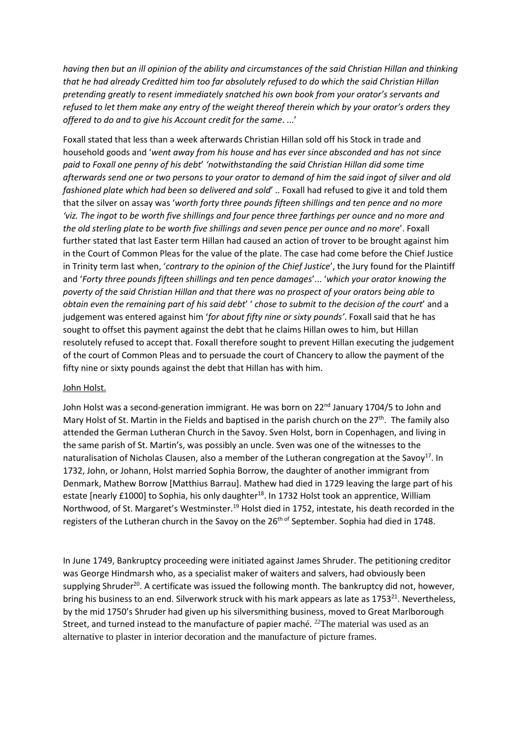*having then but an ill opinion of the ability and circumstances of the said Christian Hillan and thinking that he had already Creditted him too far absolutely refused to do which the said Christian Hillan pretending greatly to resent immediately snatched his own book from your orator's servants and refused to let them make any entry of the weight thereof therein which by your orator's orders they offered to do and to give his Account credit for the same*. ...'

Foxall stated that less than a week afterwards Christian Hillan sold off his Stock in trade and household goods and '*went away from his house and has ever since absconded and has not since paid to Foxall one penny of his debt*' '*notwithstanding the said Christian Hillan did some time afterwards send one or two persons to your orator to demand of him the said ingot of silver and old fashioned plate which had been so delivered and sold*' .. Foxall had refused to give it and told them that the silver on assay was '*worth forty three pounds fifteen shillings and ten pence and no more 'viz. The ingot to be worth five shillings and four pence three farthings per ounce and no more and the old sterling plate to be worth five shillings and seven pence per ounce and no more*'. Foxall further stated that last Easter term Hillan had caused an action of trover to be brought against him in the Court of Common Pleas for the value of the plate. The case had come before the Chief Justice in Trinity term last when, '*contrary to the opinion of the Chief Justice*', the Jury found for the Plaintiff and '*Forty three pounds fifteen shillings and ten pence damages*'... '*which your orator knowing the poverty of the said Christian Hillan and that there was no prospect of your orators being able to obtain even the remaining part of his said debt*' ' *chose to submit to the decision of the court*' and a judgement was entered against him '*for about fifty nine or sixty pounds'*. Foxall said that he has sought to offset this payment against the debt that he claims Hillan owes to him, but Hillan resolutely refused to accept that. Foxall therefore sought to prevent Hillan executing the judgement of the court of Common Pleas and to persuade the court of Chancery to allow the payment of the fifty nine or sixty pounds against the debt that Hillan has with him.

John Holst.

John Holst was a second-generation immigrant. He was born on 22nd January 1704/5 to John and Mary Holst of St. Martin in the Fields and baptised in the parish church on the 27th. The family also attended the German Lutheran Church in the Savoy. Sven Holst, born in Copenhagen, and living in the same parish of St. Martin's, was possibly an uncle. Sven was one of the witnesses to the naturalisation of Nicholas Clausen, also a member of the Lutheran congregation at the Savoy[17]. In 1732, John, or Johann, Holst married Sophia Borrow, the daughter of another immigrant from Denmark, Mathew Borrow [Matthius Barrau]. Mathew had died in 1729 leaving the large part of his estate [nearly £1000] to Sophia, his only daughter[18]. In 1732 Holst took an apprentice, William Northwood, of St. Margaret's Westminster.[19] Holst died in 1752, intestate, his death recorded in the registers of the Lutheran church in the Savoy on the 26th of September. Sophia had died in 1748.

In June 1749, Bankruptcy proceeding were initiated against James Shruder. The petitioning creditor was George Hindmarsh who, as a specialist maker of waiters and salvers, had obviously been supplying Shruder[20]. A certificate was issued the following month. The bankruptcy did not, however, bring his business to an end. Silverwork struck with his mark appears as late as 1753[21]. Nevertheless, by the mid 1750's Shruder had given up his silversmithing business, moved to Great Marlborough Street, and turned instead to the manufacture of papier maché. [22]The material was used as an alternative to plaster in interior decoration and the manufacture of picture frames.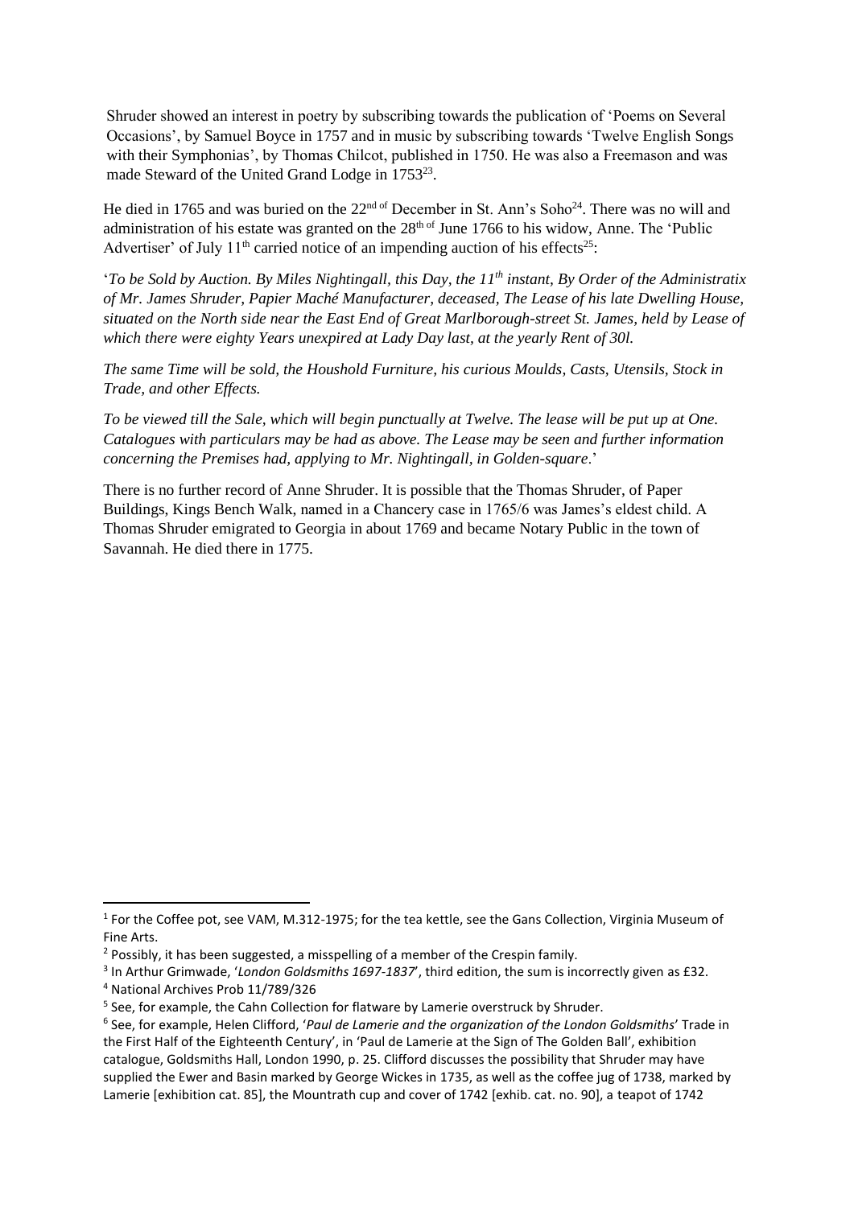Shruder showed an interest in poetry by subscribing towards the publication of 'Poems on Several Occasions', by Samuel Boyce in 1757 and in music by subscribing towards 'Twelve English Songs with their Symphonias', by Thomas Chilcot, published in 1750. He was also a Freemason and was made Steward of the United Grand Lodge in 1753[23].

He died in 1765 and was buried on the 22nd of December in St. Ann's Soho[24]. There was no will and administration of his estate was granted on the 28th of June 1766 to his widow, Anne. The 'Public Advertiser' of July 11th carried notice of an impending auction of his effects[25]:

'*To be Sold by Auction. By Miles Nightingall, this Day, the 11th instant, By Order of the Administratix of Mr. James Shruder, Papier Maché Manufacturer, deceased, The Lease of his late Dwelling House, situated on the North side near the East End of Great Marlborough-street St. James, held by Lease of which there were eighty Years unexpired at Lady Day last, at the yearly Rent of 30l.*

*The same Time will be sold, the Houshold Furniture, his curious Moulds, Casts, Utensils, Stock in Trade, and other Effects.*

*To be viewed till the Sale, which will begin punctually at Twelve. The lease will be put up at One. Catalogues with particulars may be had as above. The Lease may be seen and further information concerning the Premises had, applying to Mr. Nightingall, in Golden-square*.'

There is no further record of Anne Shruder. It is possible that the Thomas Shruder, of Paper Buildings, Kings Bench Walk, named in a Chancery case in 1765/6 was James's eldest child. A Thomas Shruder emigrated to Georgia in about 1769 and became Notary Public in the town of Savannah. He died there in 1775.

---

[1] For the Coffee pot, see VAM, M.312-1975; for the tea kettle, see the Gans Collection, Virginia Museum of Fine Arts.

[2] Possibly, it has been suggested, a misspelling of a member of the Crespin family.

[3] In Arthur Grimwade, '*London Goldsmiths 1697-1837*', third edition, the sum is incorrectly given as £32.

[4] National Archives Prob 11/789/326

[5] See, for example, the Cahn Collection for flatware by Lamerie overstruck by Shruder.

[6] See, for example, Helen Clifford, '*Paul de Lamerie and the organization of the London Goldsmiths*' Trade in the First Half of the Eighteenth Century', in 'Paul de Lamerie at the Sign of The Golden Ball', exhibition catalogue, Goldsmiths Hall, London 1990, p. 25. Clifford discusses the possibility that Shruder may have supplied the Ewer and Basin marked by George Wickes in 1735, as well as the coffee jug of 1738, marked by Lamerie [exhibition cat. 85], the Mountrath cup and cover of 1742 [exhib. cat. no. 90], a teapot of 1742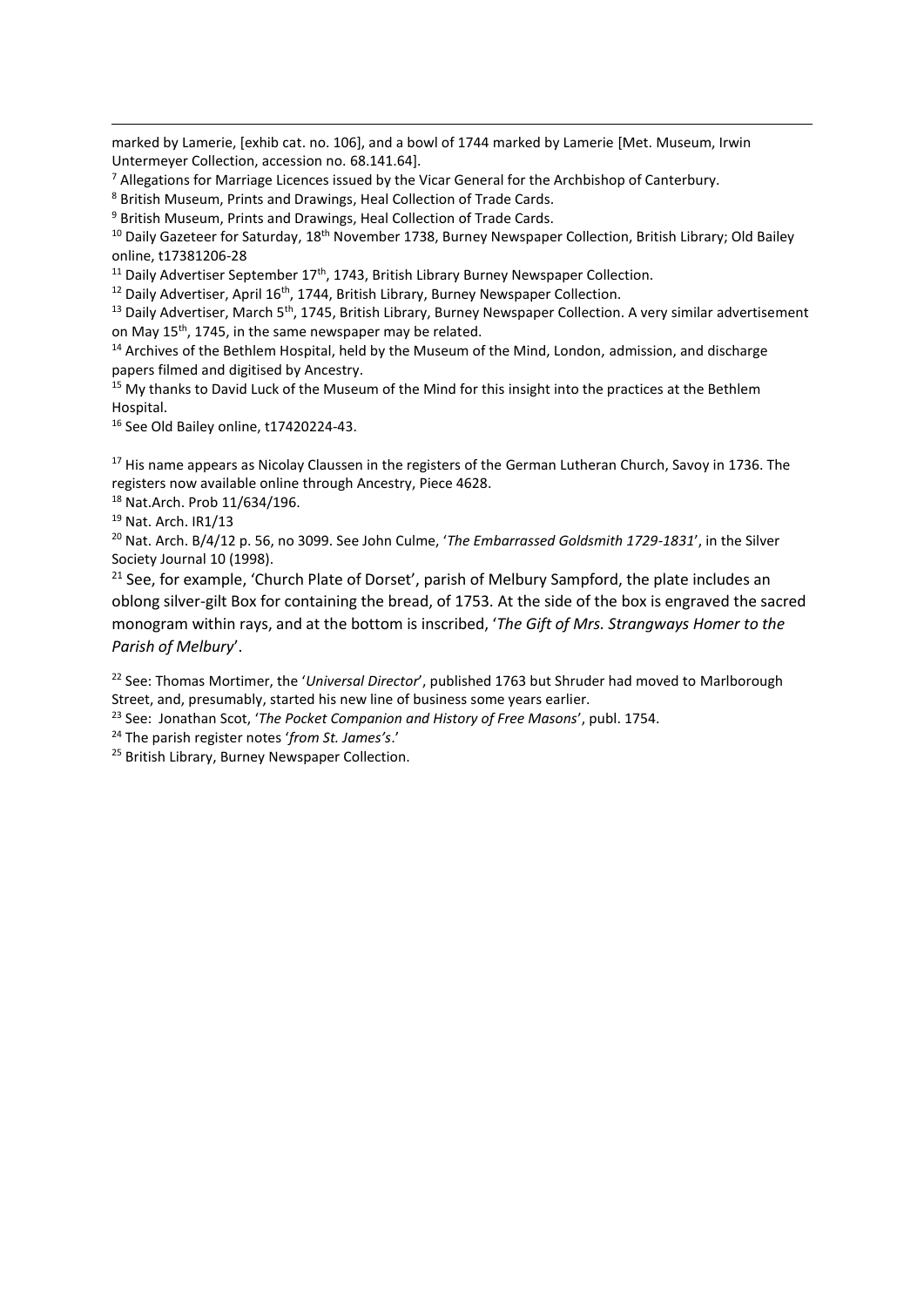marked by Lamerie, [exhib cat. no. 106], and a bowl of 1744 marked by Lamerie [Met. Museum, Irwin Untermeyer Collection, accession no. 68.141.64].

[7] Allegations for Marriage Licences issued by the Vicar General for the Archbishop of Canterbury.

[8] British Museum, Prints and Drawings, Heal Collection of Trade Cards.

[9] British Museum, Prints and Drawings, Heal Collection of Trade Cards.

[10] Daily Gazeteer for Saturday, 18th November 1738, Burney Newspaper Collection, British Library; Old Bailey online, t17381206-28

[11] Daily Advertiser September 17th, 1743, British Library Burney Newspaper Collection.

[12] Daily Advertiser, April 16th, 1744, British Library, Burney Newspaper Collection.

[13] Daily Advertiser, March 5th, 1745, British Library, Burney Newspaper Collection. A very similar advertisement on May 15th, 1745, in the same newspaper may be related.

[14] Archives of the Bethlem Hospital, held by the Museum of the Mind, London, admission, and discharge papers filmed and digitised by Ancestry.

[15] My thanks to David Luck of the Museum of the Mind for this insight into the practices at the Bethlem Hospital.

[16] See Old Bailey online, t17420224-43.

[17] His name appears as Nicolay Claussen in the registers of the German Lutheran Church, Savoy in 1736. The registers now available online through Ancestry, Piece 4628.

[18] Nat.Arch. Prob 11/634/196.

[19] Nat. Arch. IR1/13

[20] Nat. Arch. B/4/12 p. 56, no 3099. See John Culme, '*The Embarrassed Goldsmith 1729-1831*', in the Silver Society Journal 10 (1998).

[21] See, for example, 'Church Plate of Dorset', parish of Melbury Sampford, the plate includes an oblong silver-gilt Box for containing the bread, of 1753. At the side of the box is engraved the sacred monogram within rays, and at the bottom is inscribed, '*The Gift of Mrs. Strangways Homer to the Parish of Melbury*'.

[22] See: Thomas Mortimer, the '*Universal Director*', published 1763 but Shruder had moved to Marlborough Street, and, presumably, started his new line of business some years earlier.

[23] See: Jonathan Scot, '*The Pocket Companion and History of Free Masons*', publ. 1754.

[24] The parish register notes '*from St. James's*.'

[25] British Library, Burney Newspaper Collection.